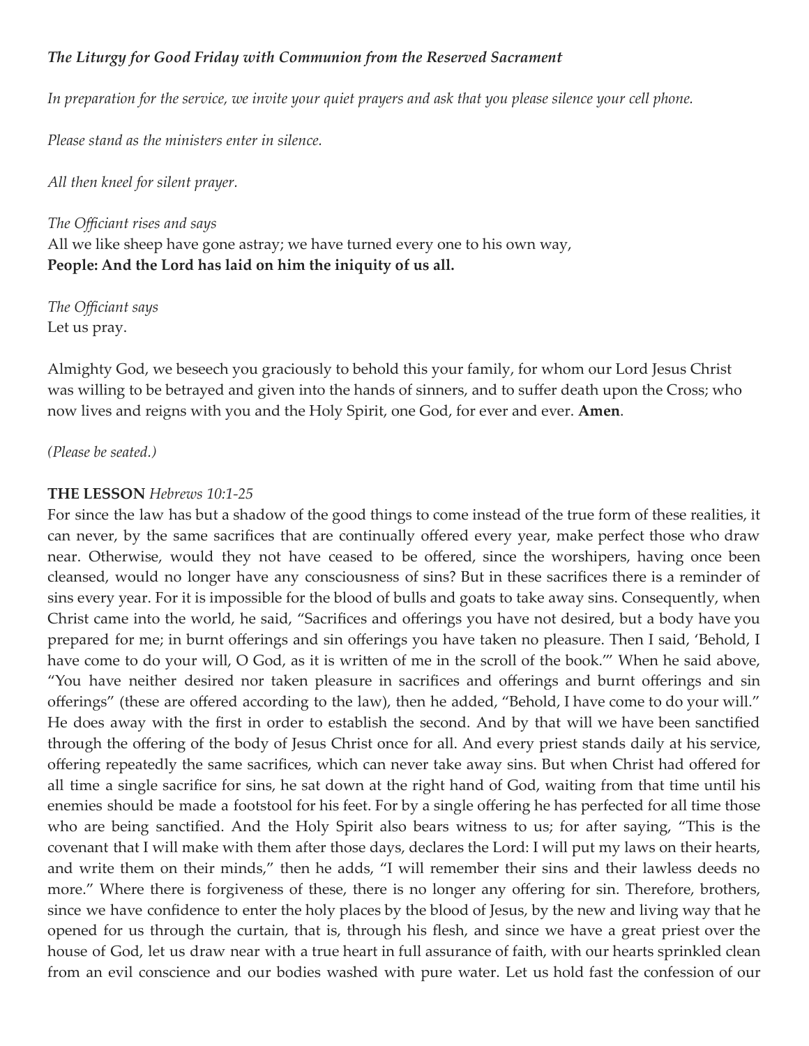***The Liturgy for Good Friday with Communion from the Reserved Sacrament***

*In preparation for the service, we invite your quiet prayers and ask that you please silence your cell phone.*

*Please stand as the ministers enter in silence.*

*All then kneel for silent prayer.*

*The Officiant rises and says*
All we like sheep have gone astray; we have turned every one to his own way,
**People: And the Lord has laid on him the iniquity of us all.**

*The Officiant says*
Let us pray.

Almighty God, we beseech you graciously to behold this your family, for whom our Lord Jesus Christ was willing to be betrayed and given into the hands of sinners, and to suffer death upon the Cross; who now lives and reigns with you and the Holy Spirit, one God, for ever and ever. **Amen**.

*(Please be seated.)*

**THE LESSON** *Hebrews 10:1-25*
For since the law has but a shadow of the good things to come instead of the true form of these realities, it can never, by the same sacrifices that are continually offered every year, make perfect those who draw near. Otherwise, would they not have ceased to be offered, since the worshipers, having once been cleansed, would no longer have any consciousness of sins? But in these sacrifices there is a reminder of sins every year. For it is impossible for the blood of bulls and goats to take away sins. Consequently, when Christ came into the world, he said, "Sacrifices and offerings you have not desired, but a body have you prepared for me; in burnt offerings and sin offerings you have taken no pleasure. Then I said, 'Behold, I have come to do your will, O God, as it is written of me in the scroll of the book.'" When he said above, "You have neither desired nor taken pleasure in sacrifices and offerings and burnt offerings and sin offerings" (these are offered according to the law), then he added, "Behold, I have come to do your will." He does away with the first in order to establish the second. And by that will we have been sanctified through the offering of the body of Jesus Christ once for all. And every priest stands daily at his service, offering repeatedly the same sacrifices, which can never take away sins. But when Christ had offered for all time a single sacrifice for sins, he sat down at the right hand of God, waiting from that time until his enemies should be made a footstool for his feet. For by a single offering he has perfected for all time those who are being sanctified. And the Holy Spirit also bears witness to us; for after saying, "This is the covenant that I will make with them after those days, declares the Lord: I will put my laws on their hearts, and write them on their minds," then he adds, "I will remember their sins and their lawless deeds no more." Where there is forgiveness of these, there is no longer any offering for sin. Therefore, brothers, since we have confidence to enter the holy places by the blood of Jesus, by the new and living way that he opened for us through the curtain, that is, through his flesh, and since we have a great priest over the house of God, let us draw near with a true heart in full assurance of faith, with our hearts sprinkled clean from an evil conscience and our bodies washed with pure water. Let us hold fast the confession of our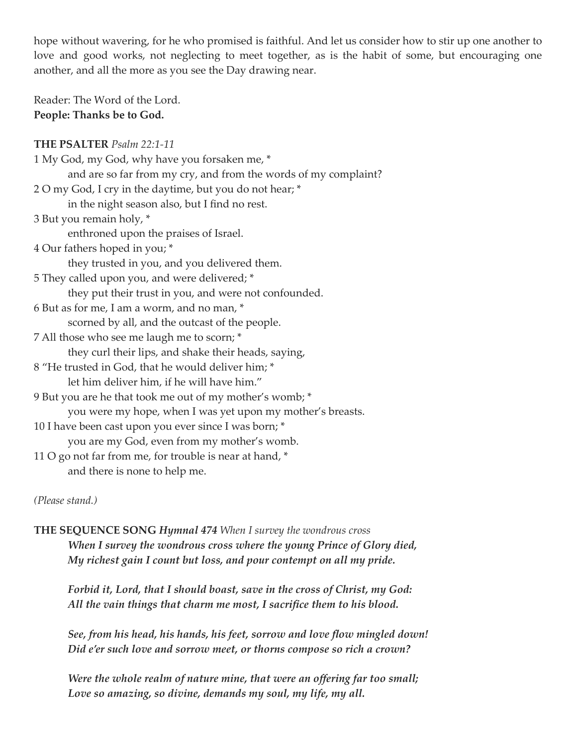hope without wavering, for he who promised is faithful. And let us consider how to stir up one another to love and good works, not neglecting to meet together, as is the habit of some, but encouraging one another, and all the more as you see the Day drawing near.

Reader: The Word of the Lord.
**People: Thanks be to God.**

**THE PSALTER** *Psalm 22:1-11*

1 My God, my God, why have you forsaken me, *
    and are so far from my cry, and from the words of my complaint?
2 O my God, I cry in the daytime, but you do not hear; *
    in the night season also, but I find no rest.
3 But you remain holy, *
    enthroned upon the praises of Israel.
4 Our fathers hoped in you; *
    they trusted in you, and you delivered them.
5 They called upon you, and were delivered; *
    they put their trust in you, and were not confounded.
6 But as for me, I am a worm, and no man, *
    scorned by all, and the outcast of the people.
7 All those who see me laugh me to scorn; *
    they curl their lips, and shake their heads, saying,
8 "He trusted in God, that he would deliver him; *
    let him deliver him, if he will have him."
9 But you are he that took me out of my mother's womb; *
    you were my hope, when I was yet upon my mother's breasts.
10 I have been cast upon you ever since I was born; *
    you are my God, even from my mother's womb.
11 O go not far from me, for trouble is near at hand, *
    and there is none to help me.

*(Please stand.)*

**THE SEQUENCE SONG** ***Hymnal 474*** *When I survey the wondrous cross*

***When I survey the wondrous cross where the young Prince of Glory died,***
***My richest gain I count but loss, and pour contempt on all my pride.***

***Forbid it, Lord, that I should boast, save in the cross of Christ, my God:***
***All the vain things that charm me most, I sacrifice them to his blood.***

***See, from his head, his hands, his feet, sorrow and love flow mingled down!***
***Did e'er such love and sorrow meet, or thorns compose so rich a crown?***

***Were the whole realm of nature mine, that were an offering far too small;***
***Love so amazing, so divine, demands my soul, my life, my all.***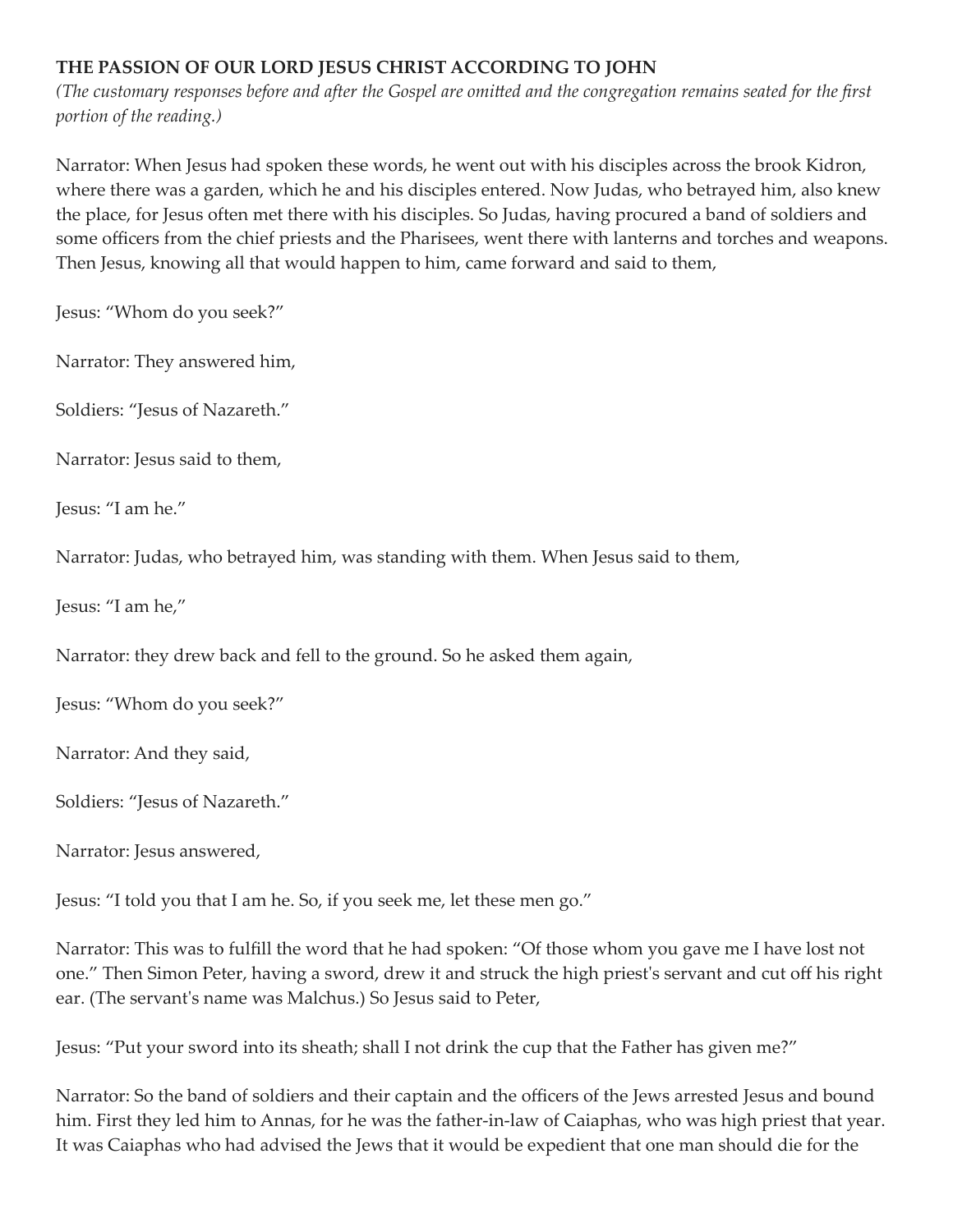**THE PASSION OF OUR LORD JESUS CHRIST ACCORDING TO JOHN**

*(The customary responses before and after the Gospel are omitted and the congregation remains seated for the first portion of the reading.)*

Narrator: When Jesus had spoken these words, he went out with his disciples across the brook Kidron, where there was a garden, which he and his disciples entered. Now Judas, who betrayed him, also knew the place, for Jesus often met there with his disciples. So Judas, having procured a band of soldiers and some officers from the chief priests and the Pharisees, went there with lanterns and torches and weapons. Then Jesus, knowing all that would happen to him, came forward and said to them,

Jesus: "Whom do you seek?"

Narrator: They answered him,

Soldiers: "Jesus of Nazareth."

Narrator: Jesus said to them,

Jesus: "I am he."

Narrator: Judas, who betrayed him, was standing with them. When Jesus said to them,

Jesus: "I am he,"

Narrator: they drew back and fell to the ground. So he asked them again,

Jesus: "Whom do you seek?"

Narrator: And they said,

Soldiers: "Jesus of Nazareth."

Narrator: Jesus answered,

Jesus: "I told you that I am he. So, if you seek me, let these men go."

Narrator: This was to fulfill the word that he had spoken: "Of those whom you gave me I have lost not one." Then Simon Peter, having a sword, drew it and struck the high priest's servant and cut off his right ear. (The servant's name was Malchus.) So Jesus said to Peter,

Jesus: "Put your sword into its sheath; shall I not drink the cup that the Father has given me?"

Narrator: So the band of soldiers and their captain and the officers of the Jews arrested Jesus and bound him. First they led him to Annas, for he was the father-in-law of Caiaphas, who was high priest that year. It was Caiaphas who had advised the Jews that it would be expedient that one man should die for the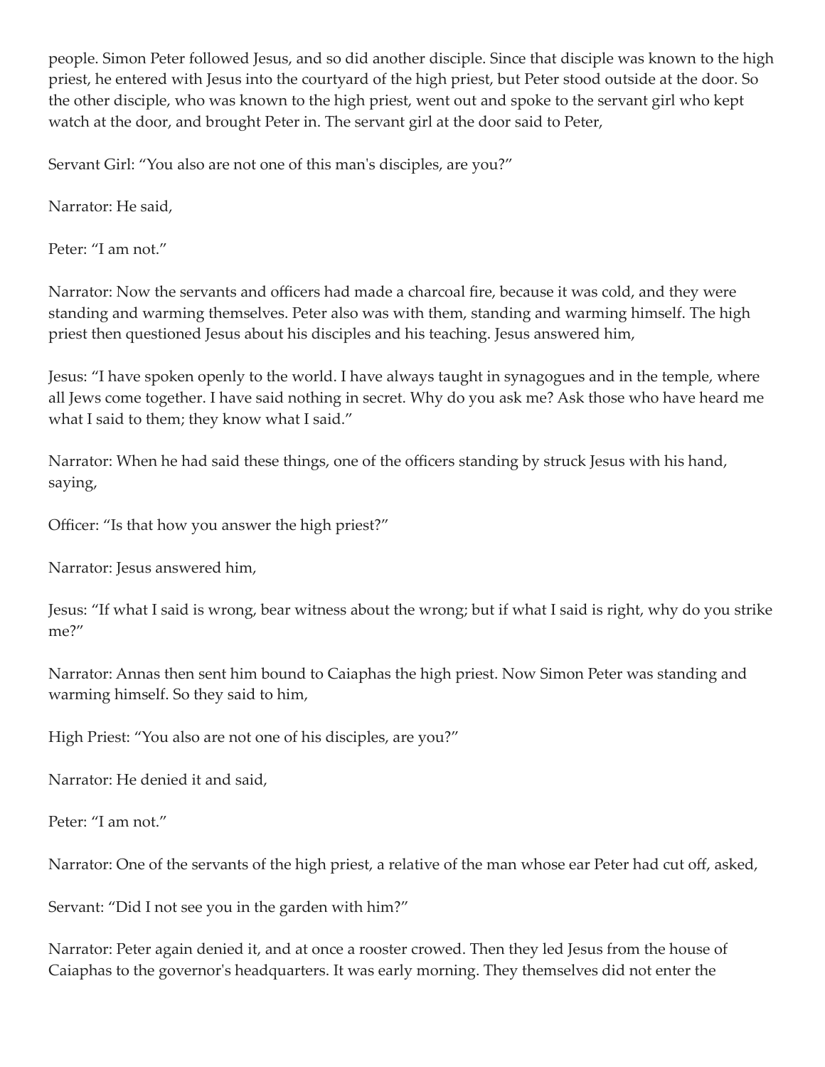people. Simon Peter followed Jesus, and so did another disciple. Since that disciple was known to the high priest, he entered with Jesus into the courtyard of the high priest, but Peter stood outside at the door. So the other disciple, who was known to the high priest, went out and spoke to the servant girl who kept watch at the door, and brought Peter in. The servant girl at the door said to Peter,

Servant Girl: “You also are not one of this man's disciples, are you?”

Narrator: He said,

Peter: “I am not.”

Narrator: Now the servants and officers had made a charcoal fire, because it was cold, and they were standing and warming themselves. Peter also was with them, standing and warming himself. The high priest then questioned Jesus about his disciples and his teaching. Jesus answered him,

Jesus: “I have spoken openly to the world. I have always taught in synagogues and in the temple, where all Jews come together. I have said nothing in secret. Why do you ask me? Ask those who have heard me what I said to them; they know what I said.”

Narrator: When he had said these things, one of the officers standing by struck Jesus with his hand, saying,

Officer: “Is that how you answer the high priest?”

Narrator: Jesus answered him,

Jesus: “If what I said is wrong, bear witness about the wrong; but if what I said is right, why do you strike me?”

Narrator: Annas then sent him bound to Caiaphas the high priest. Now Simon Peter was standing and warming himself. So they said to him,

High Priest: “You also are not one of his disciples, are you?”

Narrator: He denied it and said,

Peter: “I am not.”

Narrator: One of the servants of the high priest, a relative of the man whose ear Peter had cut off, asked,

Servant: “Did I not see you in the garden with him?”

Narrator: Peter again denied it, and at once a rooster crowed. Then they led Jesus from the house of Caiaphas to the governor's headquarters. It was early morning. They themselves did not enter the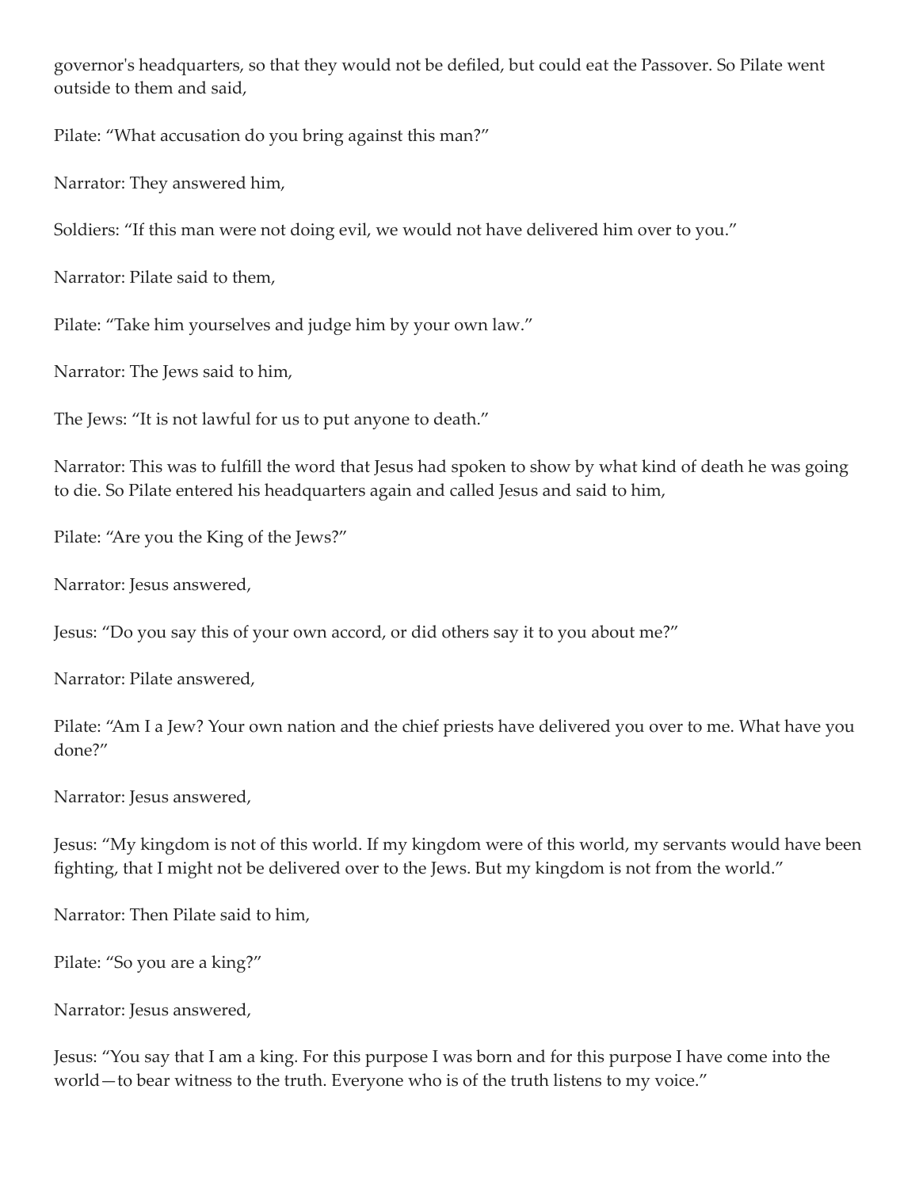governor's headquarters, so that they would not be defiled, but could eat the Passover. So Pilate went outside to them and said,

Pilate: “What accusation do you bring against this man?”

Narrator: They answered him,

Soldiers: “If this man were not doing evil, we would not have delivered him over to you.”

Narrator: Pilate said to them,

Pilate: “Take him yourselves and judge him by your own law.”

Narrator: The Jews said to him,

The Jews: “It is not lawful for us to put anyone to death.”

Narrator: This was to fulfill the word that Jesus had spoken to show by what kind of death he was going to die. So Pilate entered his headquarters again and called Jesus and said to him,

Pilate: “Are you the King of the Jews?”

Narrator: Jesus answered,

Jesus: “Do you say this of your own accord, or did others say it to you about me?”

Narrator: Pilate answered,

Pilate: “Am I a Jew? Your own nation and the chief priests have delivered you over to me. What have you done?”

Narrator: Jesus answered,

Jesus: “My kingdom is not of this world. If my kingdom were of this world, my servants would have been fighting, that I might not be delivered over to the Jews. But my kingdom is not from the world.”

Narrator: Then Pilate said to him,

Pilate: “So you are a king?”

Narrator: Jesus answered,

Jesus: “You say that I am a king. For this purpose I was born and for this purpose I have come into the world—to bear witness to the truth. Everyone who is of the truth listens to my voice.”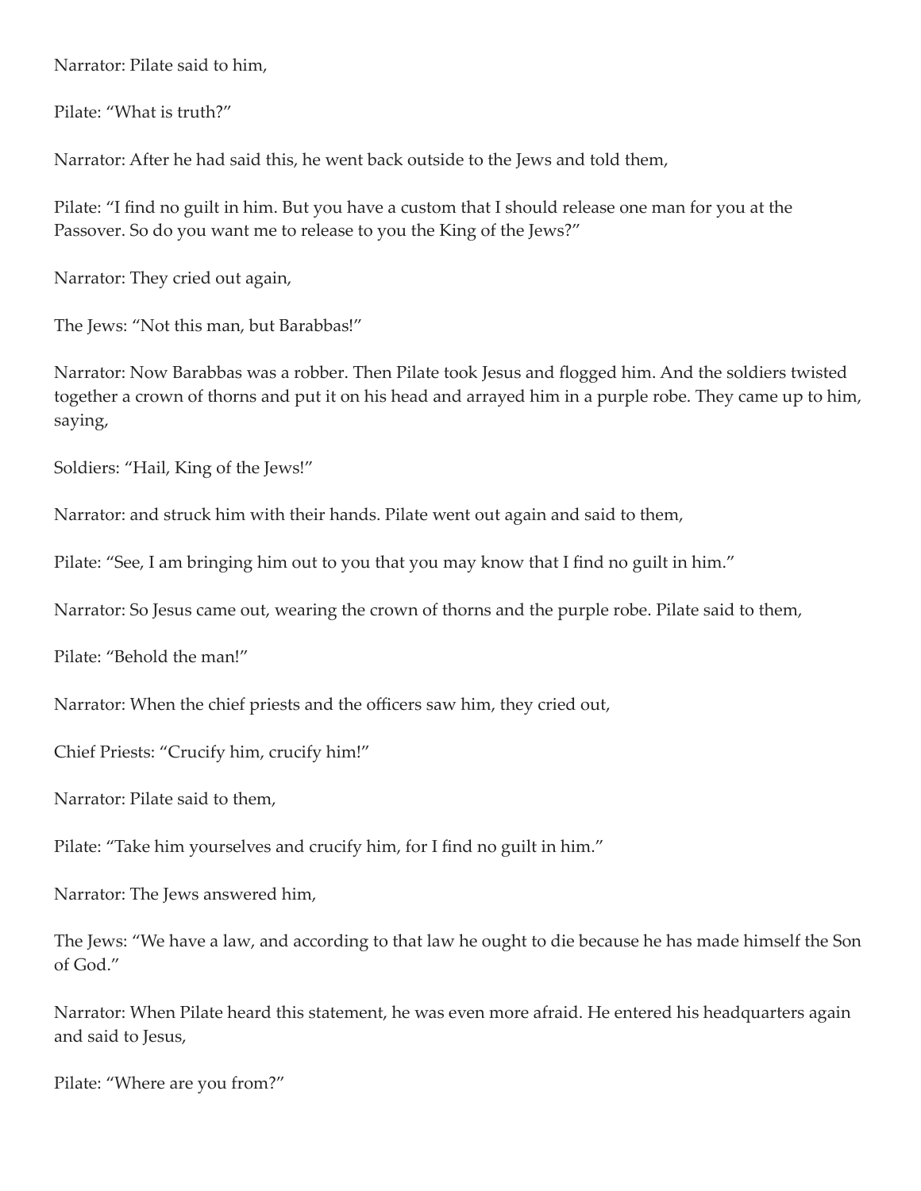Narrator: Pilate said to him,

Pilate: “What is truth?”

Narrator: After he had said this, he went back outside to the Jews and told them,

Pilate: “I find no guilt in him. But you have a custom that I should release one man for you at the Passover. So do you want me to release to you the King of the Jews?”

Narrator: They cried out again,

The Jews: “Not this man, but Barabbas!”

Narrator: Now Barabbas was a robber. Then Pilate took Jesus and flogged him. And the soldiers twisted together a crown of thorns and put it on his head and arrayed him in a purple robe. They came up to him, saying,

Soldiers: “Hail, King of the Jews!”

Narrator: and struck him with their hands. Pilate went out again and said to them,

Pilate: “See, I am bringing him out to you that you may know that I find no guilt in him.”

Narrator: So Jesus came out, wearing the crown of thorns and the purple robe. Pilate said to them,

Pilate: “Behold the man!”

Narrator: When the chief priests and the officers saw him, they cried out,

Chief Priests: “Crucify him, crucify him!”

Narrator: Pilate said to them,

Pilate: “Take him yourselves and crucify him, for I find no guilt in him.”

Narrator: The Jews answered him,

The Jews: “We have a law, and according to that law he ought to die because he has made himself the Son of God.”

Narrator: When Pilate heard this statement, he was even more afraid. He entered his headquarters again and said to Jesus,

Pilate: “Where are you from?”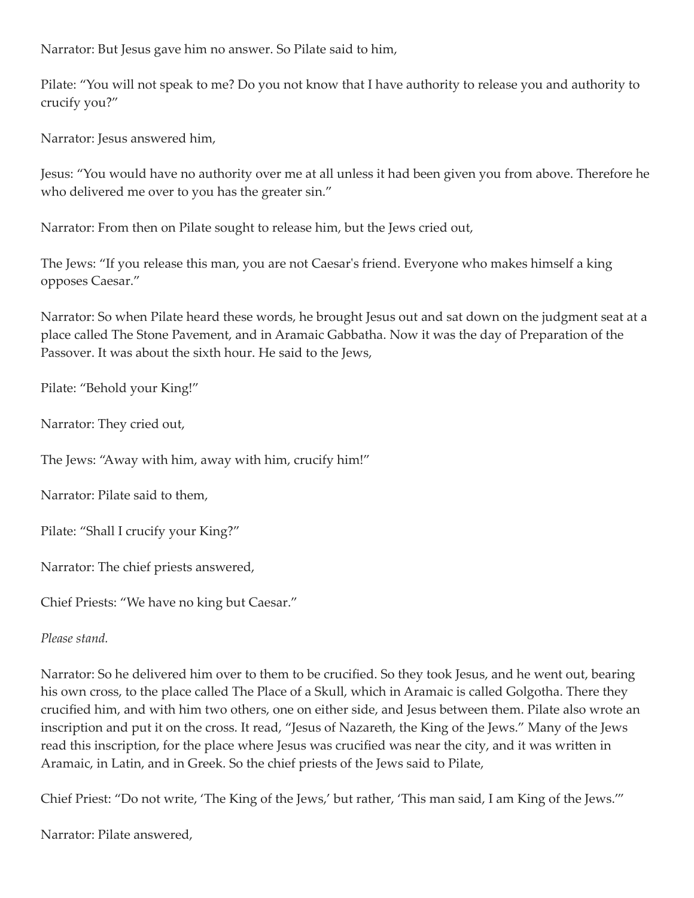Narrator: But Jesus gave him no answer. So Pilate said to him,

Pilate: "You will not speak to me? Do you not know that I have authority to release you and authority to crucify you?"

Narrator: Jesus answered him,

Jesus: "You would have no authority over me at all unless it had been given you from above. Therefore he who delivered me over to you has the greater sin."

Narrator: From then on Pilate sought to release him, but the Jews cried out,

The Jews: "If you release this man, you are not Caesar's friend. Everyone who makes himself a king opposes Caesar."

Narrator: So when Pilate heard these words, he brought Jesus out and sat down on the judgment seat at a place called The Stone Pavement, and in Aramaic Gabbatha. Now it was the day of Preparation of the Passover. It was about the sixth hour. He said to the Jews,

Pilate: "Behold your King!"

Narrator: They cried out,

The Jews: "Away with him, away with him, crucify him!"

Narrator: Pilate said to them,

Pilate: "Shall I crucify your King?"

Narrator: The chief priests answered,

Chief Priests: "We have no king but Caesar."

*Please stand.*

Narrator: So he delivered him over to them to be crucified. So they took Jesus, and he went out, bearing his own cross, to the place called The Place of a Skull, which in Aramaic is called Golgotha. There they crucified him, and with him two others, one on either side, and Jesus between them. Pilate also wrote an inscription and put it on the cross. It read, "Jesus of Nazareth, the King of the Jews." Many of the Jews read this inscription, for the place where Jesus was crucified was near the city, and it was written in Aramaic, in Latin, and in Greek. So the chief priests of the Jews said to Pilate,

Chief Priest: "Do not write, 'The King of the Jews,' but rather, 'This man said, I am King of the Jews.'"

Narrator: Pilate answered,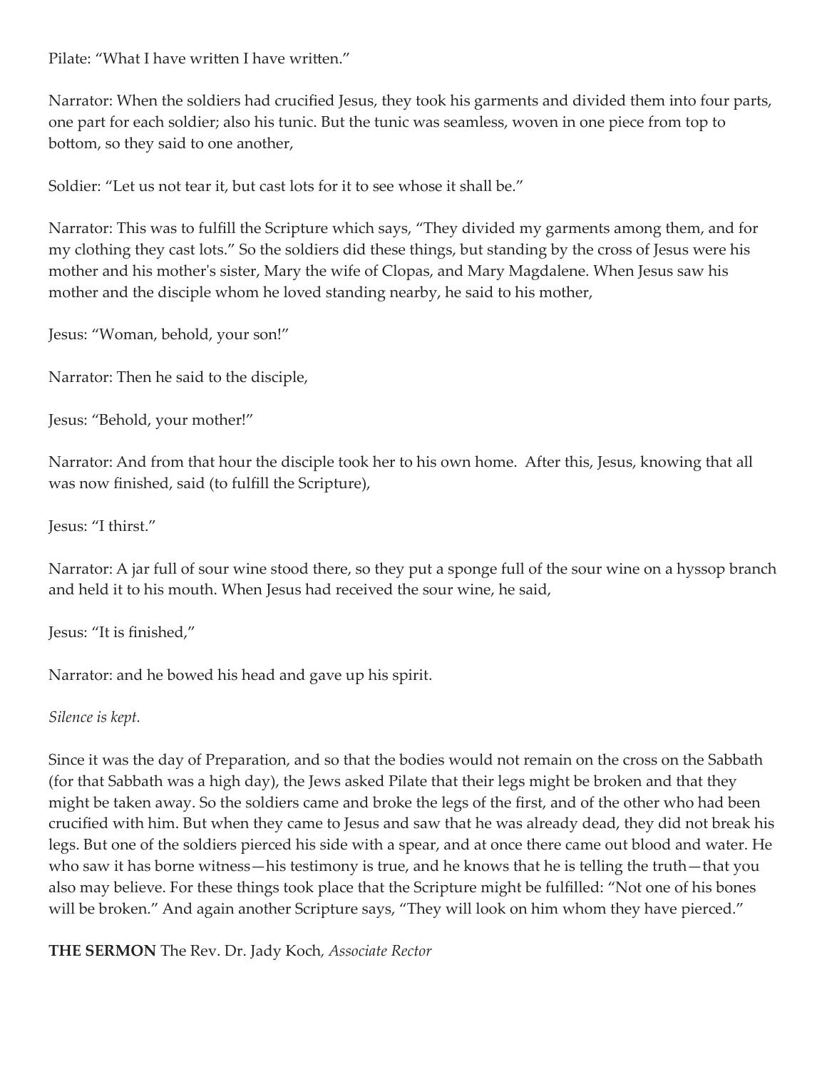Pilate: "What I have written I have written."

Narrator: When the soldiers had crucified Jesus, they took his garments and divided them into four parts, one part for each soldier; also his tunic. But the tunic was seamless, woven in one piece from top to bottom, so they said to one another,

Soldier: "Let us not tear it, but cast lots for it to see whose it shall be."

Narrator: This was to fulfill the Scripture which says, "They divided my garments among them, and for my clothing they cast lots." So the soldiers did these things, but standing by the cross of Jesus were his mother and his mother's sister, Mary the wife of Clopas, and Mary Magdalene. When Jesus saw his mother and the disciple whom he loved standing nearby, he said to his mother,

Jesus: "Woman, behold, your son!"

Narrator: Then he said to the disciple,

Jesus: "Behold, your mother!"

Narrator: And from that hour the disciple took her to his own home. After this, Jesus, knowing that all was now finished, said (to fulfill the Scripture),

Jesus: "I thirst."

Narrator: A jar full of sour wine stood there, so they put a sponge full of the sour wine on a hyssop branch and held it to his mouth. When Jesus had received the sour wine, he said,

Jesus: "It is finished,"

Narrator: and he bowed his head and gave up his spirit.

*Silence is kept.*

Since it was the day of Preparation, and so that the bodies would not remain on the cross on the Sabbath (for that Sabbath was a high day), the Jews asked Pilate that their legs might be broken and that they might be taken away. So the soldiers came and broke the legs of the first, and of the other who had been crucified with him. But when they came to Jesus and saw that he was already dead, they did not break his legs. But one of the soldiers pierced his side with a spear, and at once there came out blood and water. He who saw it has borne witness—his testimony is true, and he knows that he is telling the truth—that you also may believe. For these things took place that the Scripture might be fulfilled: "Not one of his bones will be broken." And again another Scripture says, "They will look on him whom they have pierced."

**THE SERMON** The Rev. Dr. Jady Koch, *Associate Rector*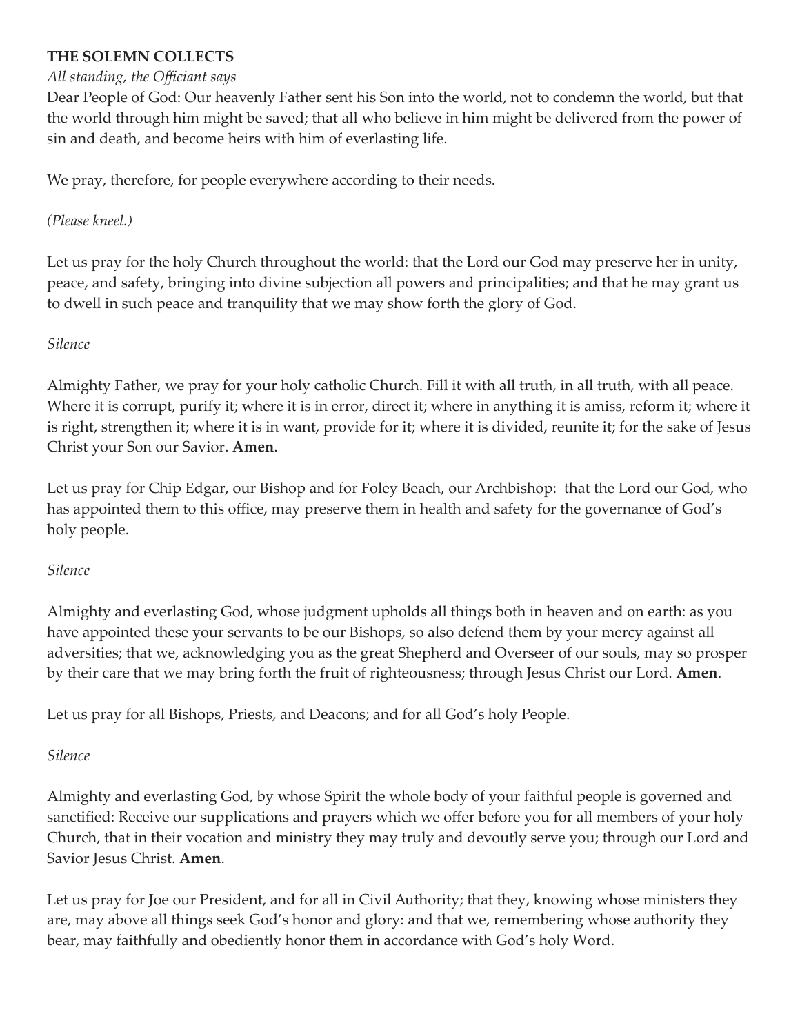**THE SOLEMN COLLECTS**

*All standing, the Officiant says*

Dear People of God: Our heavenly Father sent his Son into the world, not to condemn the world, but that the world through him might be saved; that all who believe in him might be delivered from the power of sin and death, and become heirs with him of everlasting life.

We pray, therefore, for people everywhere according to their needs.

*(Please kneel.)*

Let us pray for the holy Church throughout the world: that the Lord our God may preserve her in unity, peace, and safety, bringing into divine subjection all powers and principalities; and that he may grant us to dwell in such peace and tranquility that we may show forth the glory of God.

*Silence*

Almighty Father, we pray for your holy catholic Church. Fill it with all truth, in all truth, with all peace. Where it is corrupt, purify it; where it is in error, direct it; where in anything it is amiss, reform it; where it is right, strengthen it; where it is in want, provide for it; where it is divided, reunite it; for the sake of Jesus Christ your Son our Savior. **Amen**.

Let us pray for Chip Edgar, our Bishop and for Foley Beach, our Archbishop: that the Lord our God, who has appointed them to this office, may preserve them in health and safety for the governance of God's holy people.

*Silence*

Almighty and everlasting God, whose judgment upholds all things both in heaven and on earth: as you have appointed these your servants to be our Bishops, so also defend them by your mercy against all adversities; that we, acknowledging you as the great Shepherd and Overseer of our souls, may so prosper by their care that we may bring forth the fruit of righteousness; through Jesus Christ our Lord. **Amen**.

Let us pray for all Bishops, Priests, and Deacons; and for all God's holy People.

*Silence*

Almighty and everlasting God, by whose Spirit the whole body of your faithful people is governed and sanctified: Receive our supplications and prayers which we offer before you for all members of your holy Church, that in their vocation and ministry they may truly and devoutly serve you; through our Lord and Savior Jesus Christ. **Amen**.

Let us pray for Joe our President, and for all in Civil Authority; that they, knowing whose ministers they are, may above all things seek God's honor and glory: and that we, remembering whose authority they bear, may faithfully and obediently honor them in accordance with God's holy Word.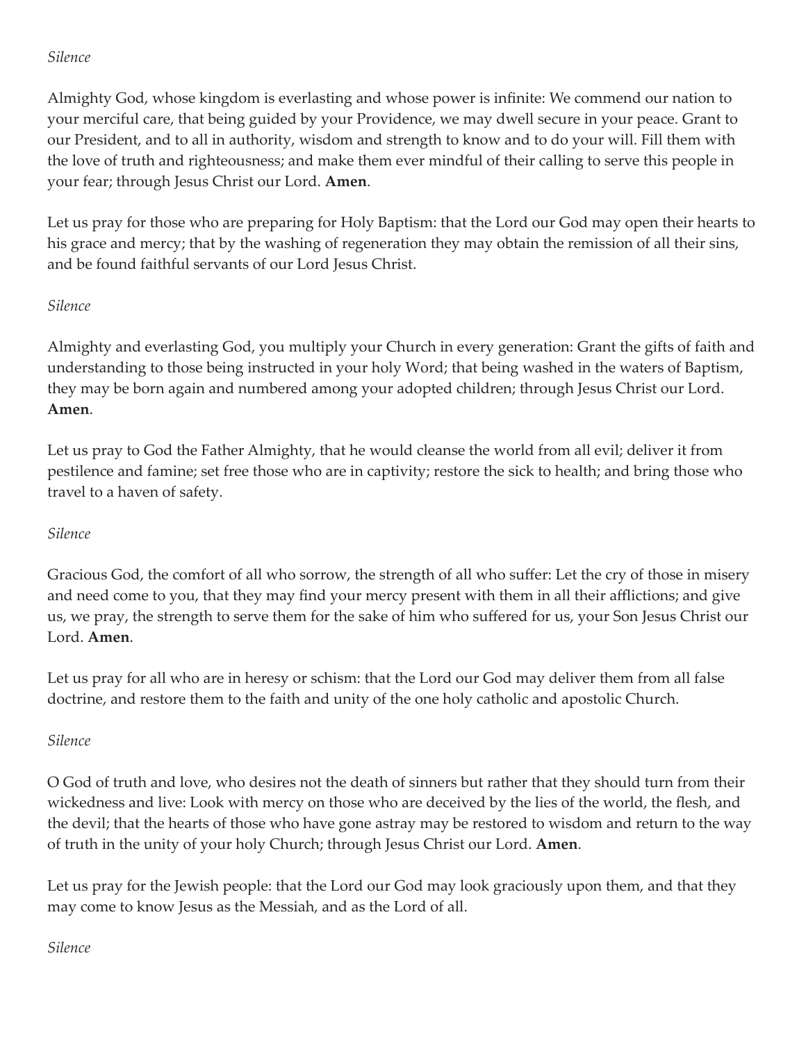*Silence*

Almighty God, whose kingdom is everlasting and whose power is infinite: We commend our nation to your merciful care, that being guided by your Providence, we may dwell secure in your peace. Grant to our President, and to all in authority, wisdom and strength to know and to do your will. Fill them with the love of truth and righteousness; and make them ever mindful of their calling to serve this people in your fear; through Jesus Christ our Lord. **Amen**.

Let us pray for those who are preparing for Holy Baptism: that the Lord our God may open their hearts to his grace and mercy; that by the washing of regeneration they may obtain the remission of all their sins, and be found faithful servants of our Lord Jesus Christ.

*Silence*

Almighty and everlasting God, you multiply your Church in every generation: Grant the gifts of faith and understanding to those being instructed in your holy Word; that being washed in the waters of Baptism, they may be born again and numbered among your adopted children; through Jesus Christ our Lord. **Amen**.

Let us pray to God the Father Almighty, that he would cleanse the world from all evil; deliver it from pestilence and famine; set free those who are in captivity; restore the sick to health; and bring those who travel to a haven of safety.

*Silence*

Gracious God, the comfort of all who sorrow, the strength of all who suffer: Let the cry of those in misery and need come to you, that they may find your mercy present with them in all their afflictions; and give us, we pray, the strength to serve them for the sake of him who suffered for us, your Son Jesus Christ our Lord. **Amen**.

Let us pray for all who are in heresy or schism: that the Lord our God may deliver them from all false doctrine, and restore them to the faith and unity of the one holy catholic and apostolic Church.

*Silence*

O God of truth and love, who desires not the death of sinners but rather that they should turn from their wickedness and live: Look with mercy on those who are deceived by the lies of the world, the flesh, and the devil; that the hearts of those who have gone astray may be restored to wisdom and return to the way of truth in the unity of your holy Church; through Jesus Christ our Lord. **Amen**.

Let us pray for the Jewish people: that the Lord our God may look graciously upon them, and that they may come to know Jesus as the Messiah, and as the Lord of all.

*Silence*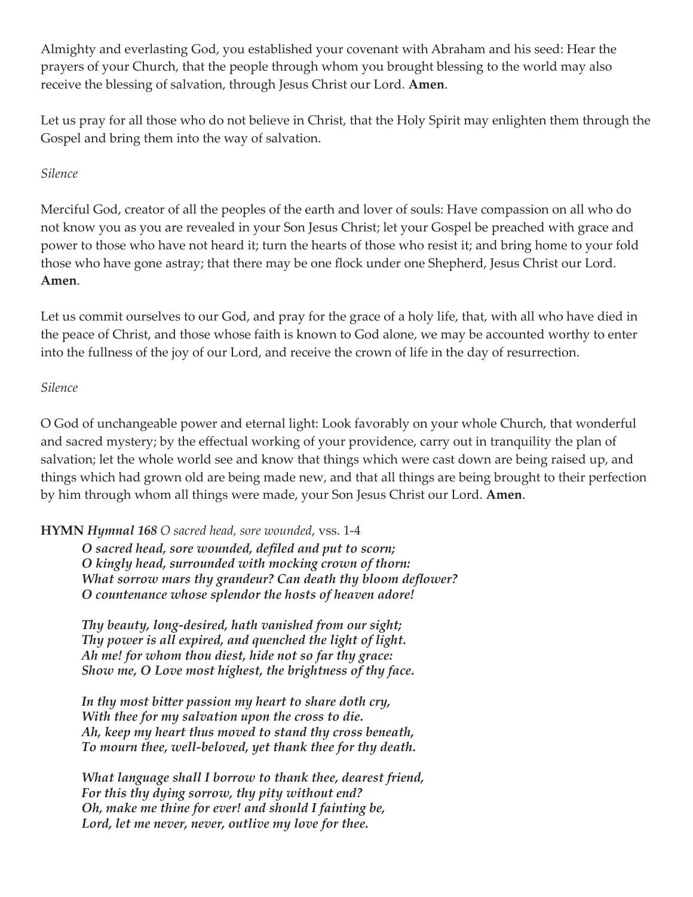Almighty and everlasting God, you established your covenant with Abraham and his seed: Hear the prayers of your Church, that the people through whom you brought blessing to the world may also receive the blessing of salvation, through Jesus Christ our Lord. **Amen**.

Let us pray for all those who do not believe in Christ, that the Holy Spirit may enlighten them through the Gospel and bring them into the way of salvation.

*Silence*

Merciful God, creator of all the peoples of the earth and lover of souls: Have compassion on all who do not know you as you are revealed in your Son Jesus Christ; let your Gospel be preached with grace and power to those who have not heard it; turn the hearts of those who resist it; and bring home to your fold those who have gone astray; that there may be one flock under one Shepherd, Jesus Christ our Lord. **Amen**.

Let us commit ourselves to our God, and pray for the grace of a holy life, that, with all who have died in the peace of Christ, and those whose faith is known to God alone, we may be accounted worthy to enter into the fullness of the joy of our Lord, and receive the crown of life in the day of resurrection.

*Silence*

O God of unchangeable power and eternal light: Look favorably on your whole Church, that wonderful and sacred mystery; by the effectual working of your providence, carry out in tranquility the plan of salvation; let the whole world see and know that things which were cast down are being raised up, and things which had grown old are being made new, and that all things are being brought to their perfection by him through whom all things were made, your Son Jesus Christ our Lord. **Amen**.

**HYMN** ***Hymnal 168*** *O sacred head, sore wounded,* vss. 1-4

***O sacred head, sore wounded, defiled and put to scorn;***
***O kingly head, surrounded with mocking crown of thorn:***
***What sorrow mars thy grandeur? Can death thy bloom deflower?***
***O countenance whose splendor the hosts of heaven adore!***

***Thy beauty, long-desired, hath vanished from our sight;***
***Thy power is all expired, and quenched the light of light.***
***Ah me! for whom thou diest, hide not so far thy grace:***
***Show me, O Love most highest, the brightness of thy face.***

***In thy most bitter passion my heart to share doth cry,***
***With thee for my salvation upon the cross to die.***
***Ah, keep my heart thus moved to stand thy cross beneath,***
***To mourn thee, well-beloved, yet thank thee for thy death.***

***What language shall I borrow to thank thee, dearest friend,***
***For this thy dying sorrow, thy pity without end?***
***Oh, make me thine for ever! and should I fainting be,***
***Lord, let me never, never, outlive my love for thee.***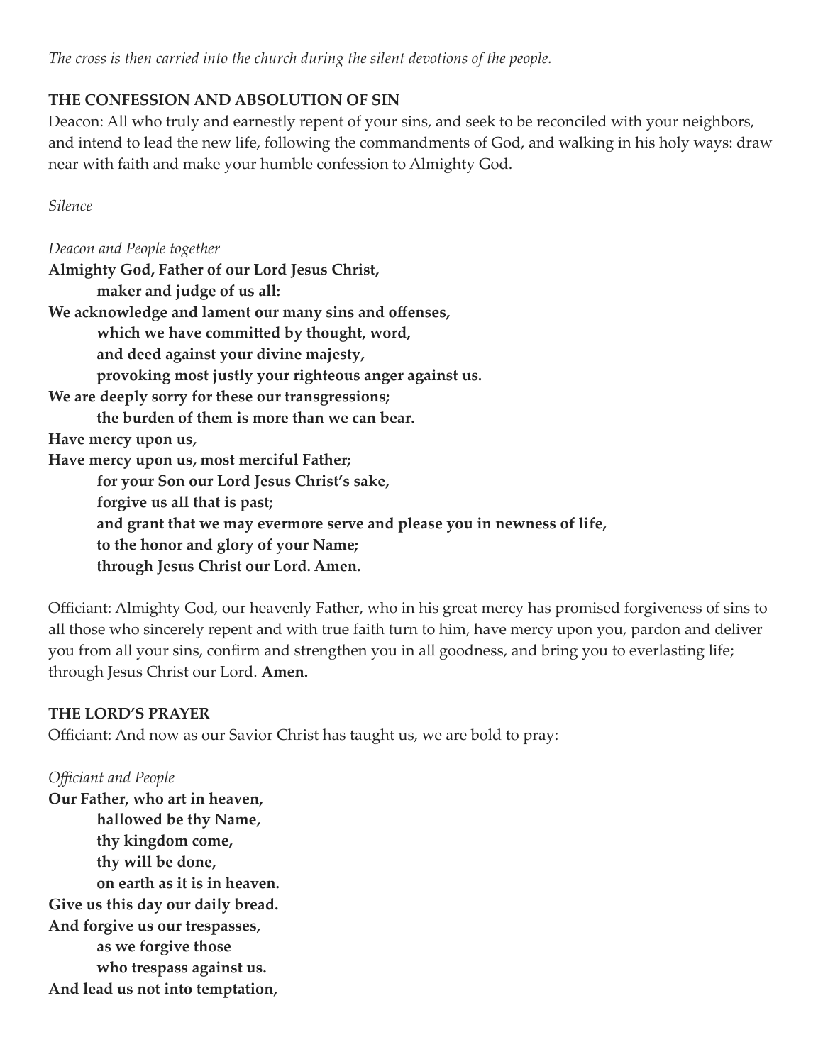*The cross is then carried into the church during the silent devotions of the people.*

**THE CONFESSION AND ABSOLUTION OF SIN**

Deacon: All who truly and earnestly repent of your sins, and seek to be reconciled with your neighbors, and intend to lead the new life, following the commandments of God, and walking in his holy ways: draw near with faith and make your humble confession to Almighty God.

*Silence*

*Deacon and People together*

**Almighty God, Father of our Lord Jesus Christ,**
**maker and judge of us all:**
**We acknowledge and lament our many sins and offenses,**
**which we have committed by thought, word,**
**and deed against your divine majesty,**
**provoking most justly your righteous anger against us.**
**We are deeply sorry for these our transgressions;**
**the burden of them is more than we can bear.**
**Have mercy upon us,**
**Have mercy upon us, most merciful Father;**
**for your Son our Lord Jesus Christ's sake,**
**forgive us all that is past;**
**and grant that we may evermore serve and please you in newness of life,**
**to the honor and glory of your Name;**
**through Jesus Christ our Lord. Amen.**

Officiant: Almighty God, our heavenly Father, who in his great mercy has promised forgiveness of sins to all those who sincerely repent and with true faith turn to him, have mercy upon you, pardon and deliver you from all your sins, confirm and strengthen you in all goodness, and bring you to everlasting life; through Jesus Christ our Lord. **Amen.**

**THE LORD'S PRAYER**

Officiant: And now as our Savior Christ has taught us, we are bold to pray:

*Officiant and People*

**Our Father, who art in heaven,**
**hallowed be thy Name,**
**thy kingdom come,**
**thy will be done,**
**on earth as it is in heaven.**
**Give us this day our daily bread.**
**And forgive us our trespasses,**
**as we forgive those**
**who trespass against us.**
**And lead us not into temptation,**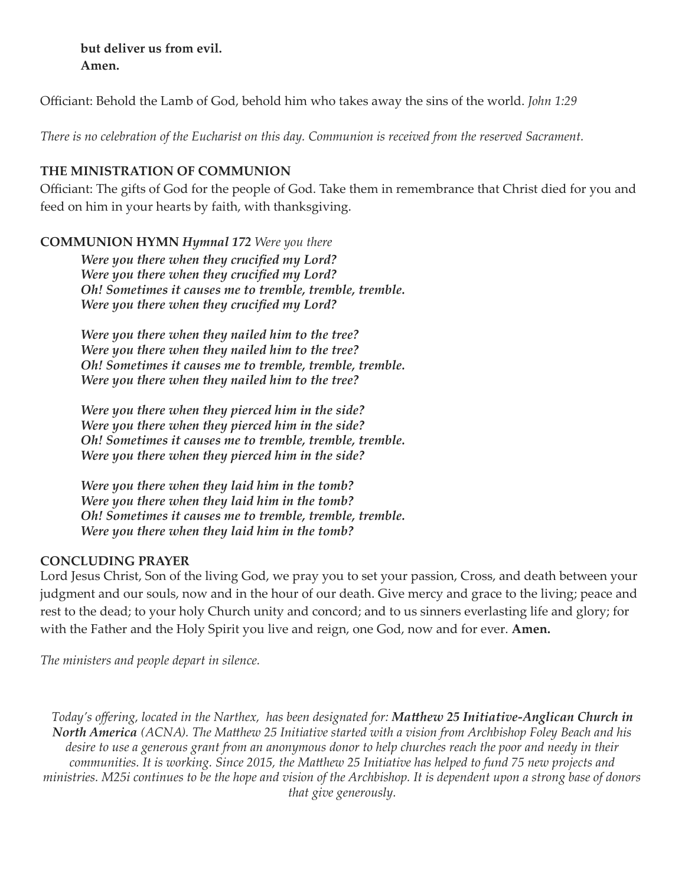**but deliver us from evil.**
**Amen.**

Officiant: Behold the Lamb of God, behold him who takes away the sins of the world. *John 1:29*

*There is no celebration of the Eucharist on this day. Communion is received from the reserved Sacrament.*

**THE MINISTRATION OF COMMUNION**

Officiant: The gifts of God for the people of God. Take them in remembrance that Christ died for you and feed on him in your hearts by faith, with thanksgiving.

**COMMUNION HYMN** ***Hymnal 172*** *Were you there*

***Were you there when they crucified my Lord?***
***Were you there when they crucified my Lord?***
***Oh! Sometimes it causes me to tremble, tremble, tremble.***
***Were you there when they crucified my Lord?***

***Were you there when they nailed him to the tree?***
***Were you there when they nailed him to the tree?***
***Oh! Sometimes it causes me to tremble, tremble, tremble.***
***Were you there when they nailed him to the tree?***

***Were you there when they pierced him in the side?***
***Were you there when they pierced him in the side?***
***Oh! Sometimes it causes me to tremble, tremble, tremble.***
***Were you there when they pierced him in the side?***

***Were you there when they laid him in the tomb?***
***Were you there when they laid him in the tomb?***
***Oh! Sometimes it causes me to tremble, tremble, tremble.***
***Were you there when they laid him in the tomb?***

**CONCLUDING PRAYER**

Lord Jesus Christ, Son of the living God, we pray you to set your passion, Cross, and death between your judgment and our souls, now and in the hour of our death. Give mercy and grace to the living; peace and rest to the dead; to your holy Church unity and concord; and to us sinners everlasting life and glory; for with the Father and the Holy Spirit you live and reign, one God, now and for ever. **Amen.**

*The ministers and people depart in silence.*

*Today's offering, located in the Narthex, has been designated for:* ***Matthew 25 Initiative-Anglican Church in North America*** *(ACNA). The Matthew 25 Initiative started with a vision from Archbishop Foley Beach and his desire to use a generous grant from an anonymous donor to help churches reach the poor and needy in their communities. It is working. Since 2015, the Matthew 25 Initiative has helped to fund 75 new projects and ministries. M25i continues to be the hope and vision of the Archbishop. It is dependent upon a strong base of donors that give generously.*